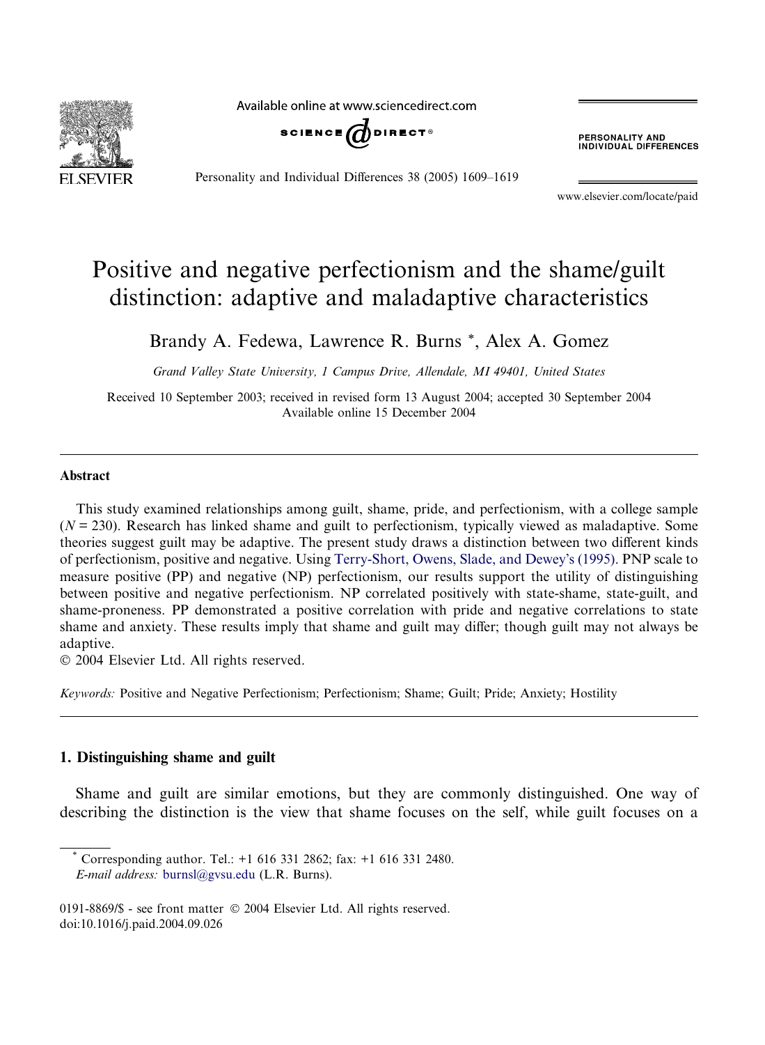Available online at www.sciencedirect.com

PERSONALITY AND INDIVIDUAL DIFFERENCES

www.elsevier.com/locate/paid

# Positive and negative perfectionism and the shame/guilt distinction: adaptive and maladaptive characteristics

Brandy A. Fedewa, Lawrence R. Burns *, Alex A. Gomez

*Grand Valley State University, 1 Campus Drive, Allendale, MI 49401, United States*

Received 10 September 2003; received in revised form 13 August 2004; accepted 30 September 2004
Available online 15 December 2004

## Abstract

This study examined relationships among guilt, shame, pride, and perfectionism, with a college sample ($N = 230$). Research has linked shame and guilt to perfectionism, typically viewed as maladaptive. Some theories suggest guilt may be adaptive. The present study draws a distinction between two different kinds of perfectionism, positive and negative. Using Terry-Short, Owens, Slade, and Dewey's (1995). PNP scale to measure positive (PP) and negative (NP) perfectionism, our results support the utility of distinguishing between positive and negative perfectionism. NP correlated positively with state-shame, state-guilt, and shame-proneness. PP demonstrated a positive correlation with pride and negative correlations to state shame and anxiety. These results imply that shame and guilt may differ; though guilt may not always be adaptive.

© 2004 Elsevier Ltd. All rights reserved.

*Keywords:* Positive and Negative Perfectionism; Perfectionism; Shame; Guilt; Pride; Anxiety; Hostility

## 1. Distinguishing shame and guilt

Shame and guilt are similar emotions, but they are commonly distinguished. One way of describing the distinction is the view that shame focuses on the self, while guilt focuses on a

---

\* Corresponding author. Tel.: +1 616 331 2862; fax: +1 616 331 2480.
*E-mail address:* burnsl@gvsu.edu (L.R. Burns).

0191-8869/$ - see front matter © 2004 Elsevier Ltd. All rights reserved.
doi:10.1016/j.paid.2004.09.026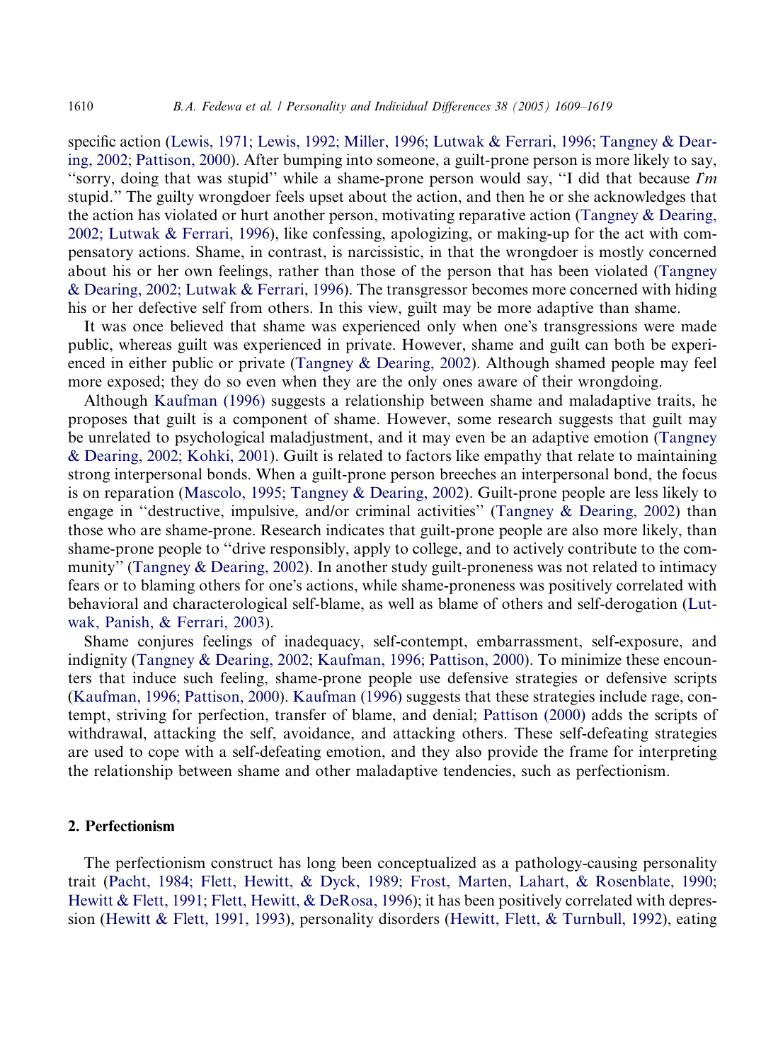specific action (Lewis, 1971; Lewis, 1992; Miller, 1996; Lutwak & Ferrari, 1996; Tangney & Dearing, 2002; Pattison, 2000). After bumping into someone, a guilt-prone person is more likely to say, ''sorry, doing that was stupid'' while a shame-prone person would say, ''I did that because *I'm* stupid.'' The guilty wrongdoer feels upset about the action, and then he or she acknowledges that the action has violated or hurt another person, motivating reparative action (Tangney & Dearing, 2002; Lutwak & Ferrari, 1996), like confessing, apologizing, or making-up for the act with compensatory actions. Shame, in contrast, is narcissistic, in that the wrongdoer is mostly concerned about his or her own feelings, rather than those of the person that has been violated (Tangney & Dearing, 2002; Lutwak & Ferrari, 1996). The transgressor becomes more concerned with hiding his or her defective self from others. In this view, guilt may be more adaptive than shame.

It was once believed that shame was experienced only when one's transgressions were made public, whereas guilt was experienced in private. However, shame and guilt can both be experienced in either public or private (Tangney & Dearing, 2002). Although shamed people may feel more exposed; they do so even when they are the only ones aware of their wrongdoing.

Although Kaufman (1996) suggests a relationship between shame and maladaptive traits, he proposes that guilt is a component of shame. However, some research suggests that guilt may be unrelated to psychological maladjustment, and it may even be an adaptive emotion (Tangney & Dearing, 2002; Kohki, 2001). Guilt is related to factors like empathy that relate to maintaining strong interpersonal bonds. When a guilt-prone person breeches an interpersonal bond, the focus is on reparation (Mascolo, 1995; Tangney & Dearing, 2002). Guilt-prone people are less likely to engage in ''destructive, impulsive, and/or criminal activities'' (Tangney & Dearing, 2002) than those who are shame-prone. Research indicates that guilt-prone people are also more likely, than shame-prone people to ''drive responsibly, apply to college, and to actively contribute to the community'' (Tangney & Dearing, 2002). In another study guilt-proneness was not related to intimacy fears or to blaming others for one's actions, while shame-proneness was positively correlated with behavioral and characterological self-blame, as well as blame of others and self-derogation (Lutwak, Panish, & Ferrari, 2003).

Shame conjures feelings of inadequacy, self-contempt, embarrassment, self-exposure, and indignity (Tangney & Dearing, 2002; Kaufman, 1996; Pattison, 2000). To minimize these encounters that induce such feeling, shame-prone people use defensive strategies or defensive scripts (Kaufman, 1996; Pattison, 2000). Kaufman (1996) suggests that these strategies include rage, contempt, striving for perfection, transfer of blame, and denial; Pattison (2000) adds the scripts of withdrawal, attacking the self, avoidance, and attacking others. These self-defeating strategies are used to cope with a self-defeating emotion, and they also provide the frame for interpreting the relationship between shame and other maladaptive tendencies, such as perfectionism.

## 2. Perfectionism

The perfectionism construct has long been conceptualized as a pathology-causing personality trait (Pacht, 1984; Flett, Hewitt, & Dyck, 1989; Frost, Marten, Lahart, & Rosenblate, 1990; Hewitt & Flett, 1991; Flett, Hewitt, & DeRosa, 1996); it has been positively correlated with depression (Hewitt & Flett, 1991, 1993), personality disorders (Hewitt, Flett, & Turnbull, 1992), eating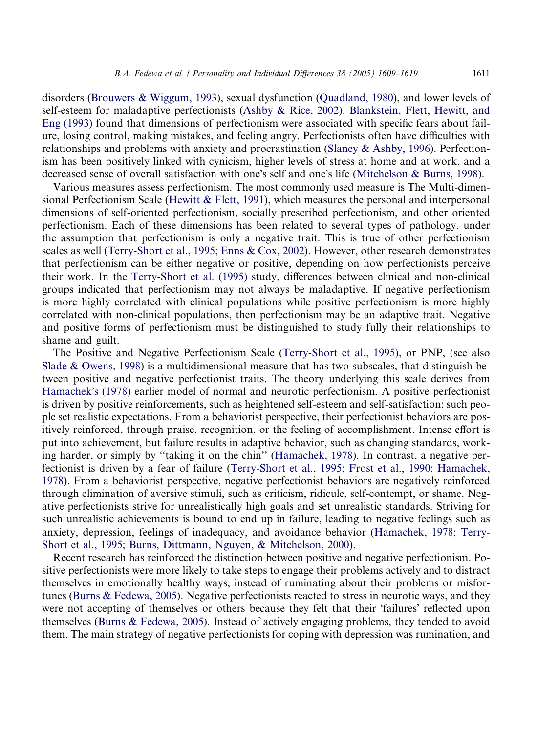disorders (Brouwers & Wiggum, 1993), sexual dysfunction (Quadland, 1980), and lower levels of self-esteem for maladaptive perfectionists (Ashby & Rice, 2002). Blankstein, Flett, Hewitt, and Eng (1993) found that dimensions of perfectionism were associated with specific fears about failure, losing control, making mistakes, and feeling angry. Perfectionists often have difficulties with relationships and problems with anxiety and procrastination (Slaney & Ashby, 1996). Perfectionism has been positively linked with cynicism, higher levels of stress at home and at work, and a decreased sense of overall satisfaction with one's self and one's life (Mitchelson & Burns, 1998).

Various measures assess perfectionism. The most commonly used measure is The Multi-dimensional Perfectionism Scale (Hewitt & Flett, 1991), which measures the personal and interpersonal dimensions of self-oriented perfectionism, socially prescribed perfectionism, and other oriented perfectionism. Each of these dimensions has been related to several types of pathology, under the assumption that perfectionism is only a negative trait. This is true of other perfectionism scales as well (Terry-Short et al., 1995; Enns & Cox, 2002). However, other research demonstrates that perfectionism can be either negative or positive, depending on how perfectionists perceive their work. In the Terry-Short et al. (1995) study, differences between clinical and non-clinical groups indicated that perfectionism may not always be maladaptive. If negative perfectionism is more highly correlated with clinical populations while positive perfectionism is more highly correlated with non-clinical populations, then perfectionism may be an adaptive trait. Negative and positive forms of perfectionism must be distinguished to study fully their relationships to shame and guilt.

The Positive and Negative Perfectionism Scale (Terry-Short et al., 1995), or PNP, (see also Slade & Owens, 1998) is a multidimensional measure that has two subscales, that distinguish between positive and negative perfectionist traits. The theory underlying this scale derives from Hamachek's (1978) earlier model of normal and neurotic perfectionism. A positive perfectionist is driven by positive reinforcements, such as heightened self-esteem and self-satisfaction; such people set realistic expectations. From a behaviorist perspective, their perfectionist behaviors are positively reinforced, through praise, recognition, or the feeling of accomplishment. Intense effort is put into achievement, but failure results in adaptive behavior, such as changing standards, working harder, or simply by "taking it on the chin" (Hamachek, 1978). In contrast, a negative perfectionist is driven by a fear of failure (Terry-Short et al., 1995; Frost et al., 1990; Hamachek, 1978). From a behaviorist perspective, negative perfectionist behaviors are negatively reinforced through elimination of aversive stimuli, such as criticism, ridicule, self-contempt, or shame. Negative perfectionists strive for unrealistically high goals and set unrealistic standards. Striving for such unrealistic achievements is bound to end up in failure, leading to negative feelings such as anxiety, depression, feelings of inadequacy, and avoidance behavior (Hamachek, 1978; Terry-Short et al., 1995; Burns, Dittmann, Nguyen, & Mitchelson, 2000).

Recent research has reinforced the distinction between positive and negative perfectionism. Positive perfectionists were more likely to take steps to engage their problems actively and to distract themselves in emotionally healthy ways, instead of ruminating about their problems or misfortunes (Burns & Fedewa, 2005). Negative perfectionists reacted to stress in neurotic ways, and they were not accepting of themselves or others because they felt that their 'failures' reflected upon themselves (Burns & Fedewa, 2005). Instead of actively engaging problems, they tended to avoid them. The main strategy of negative perfectionists for coping with depression was rumination, and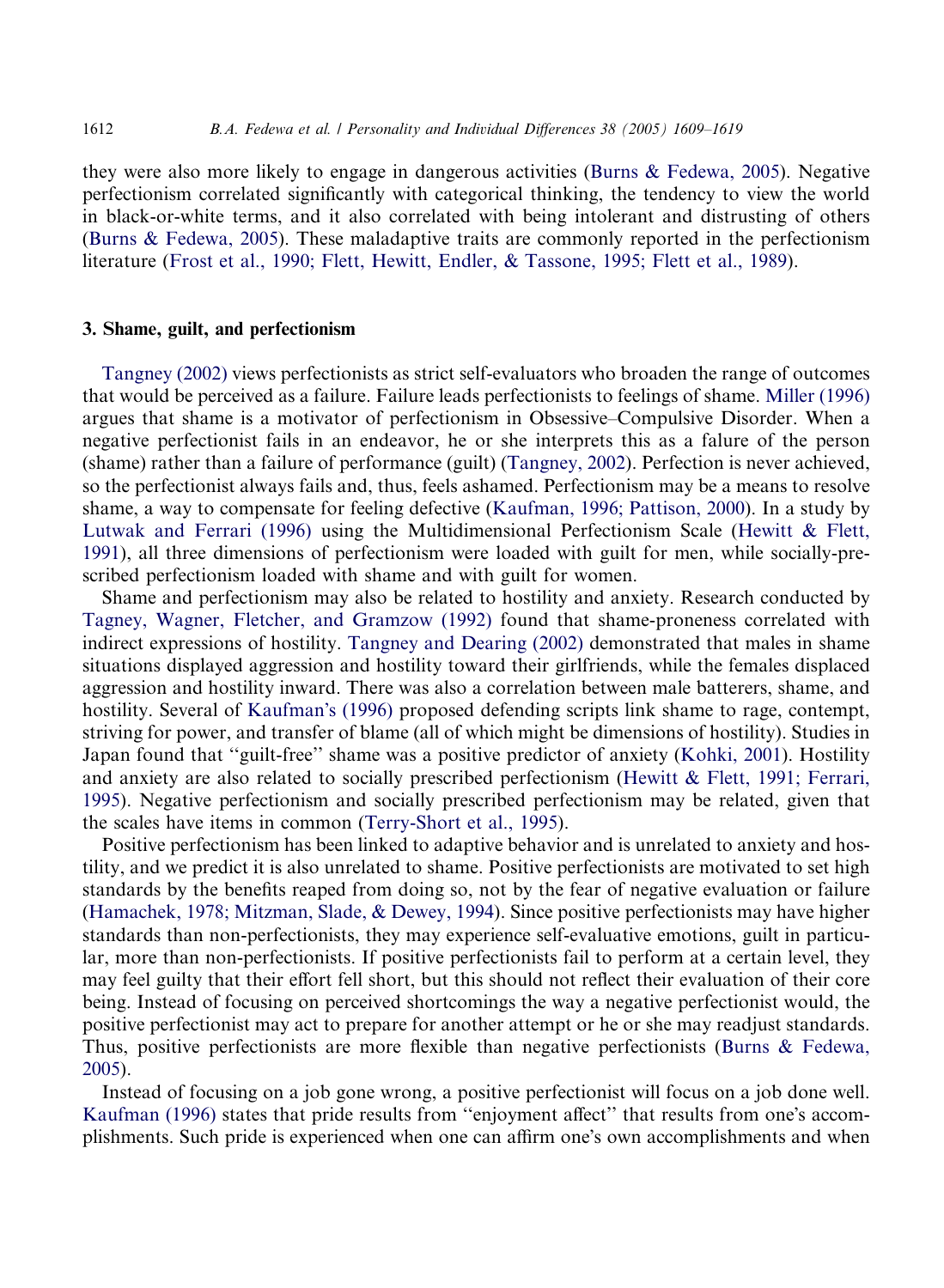they were also more likely to engage in dangerous activities (Burns & Fedewa, 2005). Negative perfectionism correlated significantly with categorical thinking, the tendency to view the world in black-or-white terms, and it also correlated with being intolerant and distrusting of others (Burns & Fedewa, 2005). These maladaptive traits are commonly reported in the perfectionism literature (Frost et al., 1990; Flett, Hewitt, Endler, & Tassone, 1995; Flett et al., 1989).

## 3. Shame, guilt, and perfectionism

Tangney (2002) views perfectionists as strict self-evaluators who broaden the range of outcomes that would be perceived as a failure. Failure leads perfectionists to feelings of shame. Miller (1996) argues that shame is a motivator of perfectionism in Obsessive–Compulsive Disorder. When a negative perfectionist fails in an endeavor, he or she interprets this as a falure of the person (shame) rather than a failure of performance (guilt) (Tangney, 2002). Perfection is never achieved, so the perfectionist always fails and, thus, feels ashamed. Perfectionism may be a means to resolve shame, a way to compensate for feeling defective (Kaufman, 1996; Pattison, 2000). In a study by Lutwak and Ferrari (1996) using the Multidimensional Perfectionism Scale (Hewitt & Flett, 1991), all three dimensions of perfectionism were loaded with guilt for men, while socially-prescribed perfectionism loaded with shame and with guilt for women.

Shame and perfectionism may also be related to hostility and anxiety. Research conducted by Tagney, Wagner, Fletcher, and Gramzow (1992) found that shame-proneness correlated with indirect expressions of hostility. Tangney and Dearing (2002) demonstrated that males in shame situations displayed aggression and hostility toward their girlfriends, while the females displaced aggression and hostility inward. There was also a correlation between male batterers, shame, and hostility. Several of Kaufman's (1996) proposed defending scripts link shame to rage, contempt, striving for power, and transfer of blame (all of which might be dimensions of hostility). Studies in Japan found that "guilt-free" shame was a positive predictor of anxiety (Kohki, 2001). Hostility and anxiety are also related to socially prescribed perfectionism (Hewitt & Flett, 1991; Ferrari, 1995). Negative perfectionism and socially prescribed perfectionism may be related, given that the scales have items in common (Terry-Short et al., 1995).

Positive perfectionism has been linked to adaptive behavior and is unrelated to anxiety and hostility, and we predict it is also unrelated to shame. Positive perfectionists are motivated to set high standards by the benefits reaped from doing so, not by the fear of negative evaluation or failure (Hamachek, 1978; Mitzman, Slade, & Dewey, 1994). Since positive perfectionists may have higher standards than non-perfectionists, they may experience self-evaluative emotions, guilt in particular, more than non-perfectionists. If positive perfectionists fail to perform at a certain level, they may feel guilty that their effort fell short, but this should not reflect their evaluation of their core being. Instead of focusing on perceived shortcomings the way a negative perfectionist would, the positive perfectionist may act to prepare for another attempt or he or she may readjust standards. Thus, positive perfectionists are more flexible than negative perfectionists (Burns & Fedewa, 2005).

Instead of focusing on a job gone wrong, a positive perfectionist will focus on a job done well. Kaufman (1996) states that pride results from "enjoyment affect" that results from one's accomplishments. Such pride is experienced when one can affirm one's own accomplishments and when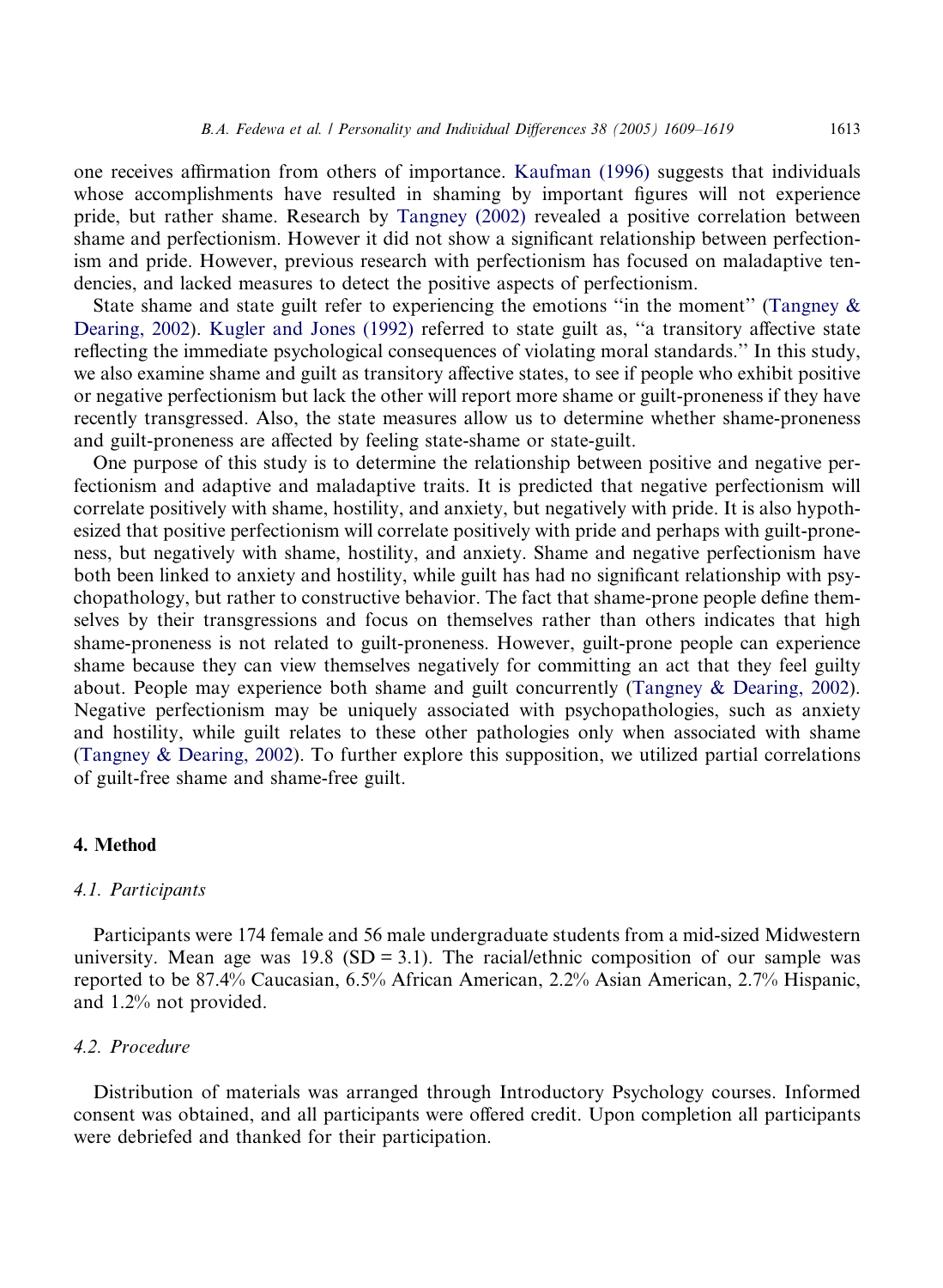one receives affirmation from others of importance. Kaufman (1996) suggests that individuals whose accomplishments have resulted in shaming by important figures will not experience pride, but rather shame. Research by Tangney (2002) revealed a positive correlation between shame and perfectionism. However it did not show a significant relationship between perfectionism and pride. However, previous research with perfectionism has focused on maladaptive tendencies, and lacked measures to detect the positive aspects of perfectionism.

State shame and state guilt refer to experiencing the emotions ''in the moment'' (Tangney & Dearing, 2002). Kugler and Jones (1992) referred to state guilt as, ''a transitory affective state reflecting the immediate psychological consequences of violating moral standards.'' In this study, we also examine shame and guilt as transitory affective states, to see if people who exhibit positive or negative perfectionism but lack the other will report more shame or guilt-proneness if they have recently transgressed. Also, the state measures allow us to determine whether shame-proneness and guilt-proneness are affected by feeling state-shame or state-guilt.

One purpose of this study is to determine the relationship between positive and negative perfectionism and adaptive and maladaptive traits. It is predicted that negative perfectionism will correlate positively with shame, hostility, and anxiety, but negatively with pride. It is also hypothesized that positive perfectionism will correlate positively with pride and perhaps with guilt-proneness, but negatively with shame, hostility, and anxiety. Shame and negative perfectionism have both been linked to anxiety and hostility, while guilt has had no significant relationship with psychopathology, but rather to constructive behavior. The fact that shame-prone people define themselves by their transgressions and focus on themselves rather than others indicates that high shame-proneness is not related to guilt-proneness. However, guilt-prone people can experience shame because they can view themselves negatively for committing an act that they feel guilty about. People may experience both shame and guilt concurrently (Tangney & Dearing, 2002). Negative perfectionism may be uniquely associated with psychopathologies, such as anxiety and hostility, while guilt relates to these other pathologies only when associated with shame (Tangney & Dearing, 2002). To further explore this supposition, we utilized partial correlations of guilt-free shame and shame-free guilt.

## 4. Method

### 4.1. Participants

Participants were 174 female and 56 male undergraduate students from a mid-sized Midwestern university. Mean age was 19.8 (SD = 3.1). The racial/ethnic composition of our sample was reported to be 87.4% Caucasian, 6.5% African American, 2.2% Asian American, 2.7% Hispanic, and 1.2% not provided.

### 4.2. Procedure

Distribution of materials was arranged through Introductory Psychology courses. Informed consent was obtained, and all participants were offered credit. Upon completion all participants were debriefed and thanked for their participation.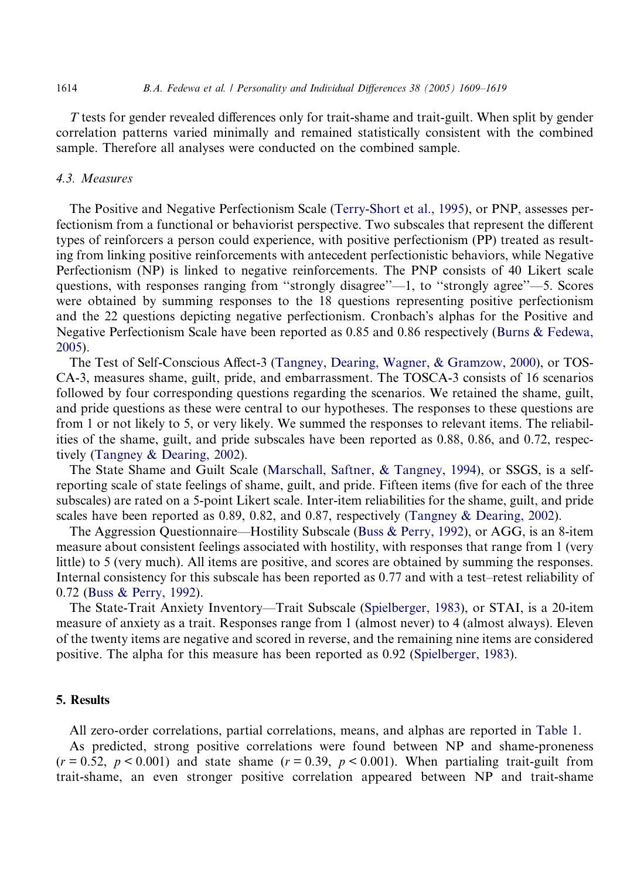*T* tests for gender revealed differences only for trait-shame and trait-guilt. When split by gender correlation patterns varied minimally and remained statistically consistent with the combined sample. Therefore all analyses were conducted on the combined sample.

### 4.3. Measures

The Positive and Negative Perfectionism Scale (Terry-Short et al., 1995), or PNP, assesses perfectionism from a functional or behaviorist perspective. Two subscales that represent the different types of reinforcers a person could experience, with positive perfectionism (PP) treated as resulting from linking positive reinforcements with antecedent perfectionistic behaviors, while Negative Perfectionism (NP) is linked to negative reinforcements. The PNP consists of 40 Likert scale questions, with responses ranging from "strongly disagree"—1, to "strongly agree"—5. Scores were obtained by summing responses to the 18 questions representing positive perfectionism and the 22 questions depicting negative perfectionism. Cronbach's alphas for the Positive and Negative Perfectionism Scale have been reported as 0.85 and 0.86 respectively (Burns & Fedewa, 2005).

The Test of Self-Conscious Affect-3 (Tangney, Dearing, Wagner, & Gramzow, 2000), or TOSCA-3, measures shame, guilt, pride, and embarrassment. The TOSCA-3 consists of 16 scenarios followed by four corresponding questions regarding the scenarios. We retained the shame, guilt, and pride questions as these were central to our hypotheses. The responses to these questions are from 1 or not likely to 5, or very likely. We summed the responses to relevant items. The reliabilities of the shame, guilt, and pride subscales have been reported as 0.88, 0.86, and 0.72, respectively (Tangney & Dearing, 2002).

The State Shame and Guilt Scale (Marschall, Saftner, & Tangney, 1994), or SSGS, is a self-reporting scale of state feelings of shame, guilt, and pride. Fifteen items (five for each of the three subscales) are rated on a 5-point Likert scale. Inter-item reliabilities for the shame, guilt, and pride scales have been reported as 0.89, 0.82, and 0.87, respectively (Tangney & Dearing, 2002).

The Aggression Questionnaire—Hostility Subscale (Buss & Perry, 1992), or AGG, is an 8-item measure about consistent feelings associated with hostility, with responses that range from 1 (very little) to 5 (very much). All items are positive, and scores are obtained by summing the responses. Internal consistency for this subscale has been reported as 0.77 and with a test–retest reliability of 0.72 (Buss & Perry, 1992).

The State-Trait Anxiety Inventory—Trait Subscale (Spielberger, 1983), or STAI, is a 20-item measure of anxiety as a trait. Responses range from 1 (almost never) to 4 (almost always). Eleven of the twenty items are negative and scored in reverse, and the remaining nine items are considered positive. The alpha for this measure has been reported as 0.92 (Spielberger, 1983).

## 5. Results

All zero-order correlations, partial correlations, means, and alphas are reported in Table 1.

As predicted, strong positive correlations were found between NP and shame-proneness ($r = 0.52$, $p < 0.001$) and state shame ($r = 0.39$, $p < 0.001$). When partialing trait-guilt from trait-shame, an even stronger positive correlation appeared between NP and trait-shame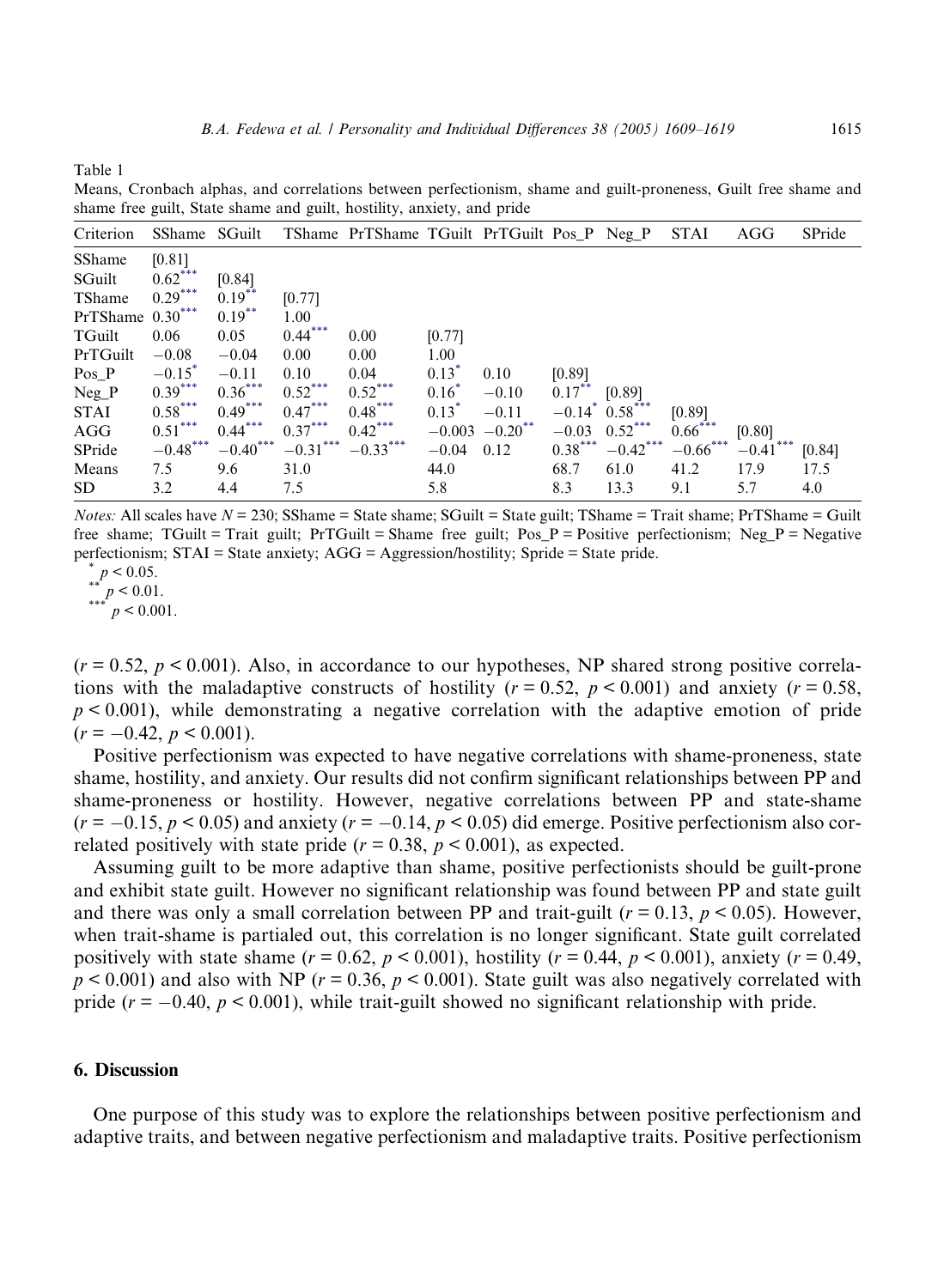Table 1

Means, Cronbach alphas, and correlations between perfectionism, shame and guilt-proneness, Guilt free shame and shame free guilt, State shame and guilt, hostility, anxiety, and pride

| Criterion | SShame | SGuilt | TShame | PrTShame | TGuilt | PrTGuilt | Pos_P | Neg_P | STAI | AGG | SPride |
|---|---|---|---|---|---|---|---|---|---|---|---|
| SShame | [0.81] | | | | | | | | | | |
| SGuilt | $0.62^{***}$ | [0.84] | | | | | | | | | |
| TShame | $0.29^{***}$ | $0.19^{**}$ | [0.77] | | | | | | | | |
| PrTShame | $0.30^{***}$ | $0.19^{**}$ | 1.00 | | | | | | | | |
| TGuilt | 0.06 | 0.05 | $0.44^{***}$ | 0.00 | [0.77] | | | | | | |
| PrTGuilt | −0.08 | −0.04 | 0.00 | 0.00 | 1.00 | | | | | | |
| Pos_P | $-0.15^{*}$ | −0.11 | 0.10 | 0.04 | $0.13^{*}$ | 0.10 | [0.89] | | | | |
| Neg_P | $0.39^{***}$ | $0.36^{***}$ | $0.52^{***}$ | $0.52^{***}$ | $0.16^{*}$ | −0.10 | $0.17^{**}$ | [0.89] | | | |
| STAI | $0.58^{***}$ | $0.49^{***}$ | $0.47^{***}$ | $0.48^{***}$ | $0.13^{*}$ | −0.11 | $-0.14^{*}$ | $0.58^{***}$ | [0.89] | | |
| AGG | $0.51^{***}$ | $0.44^{***}$ | $0.37^{***}$ | $0.42^{***}$ | −0.003 | $-0.20^{**}$ | −0.03 | $0.52^{***}$ | $0.66^{***}$ | [0.80] | |
| SPride | $-0.48^{***}$ | $-0.40^{***}$ | $-0.31^{***}$ | $-0.33^{***}$ | −0.04 | 0.12 | $0.38^{***}$ | $-0.42^{***}$ | $-0.66^{***}$ | $-0.41^{***}$ | [0.84] |
| Means | 7.5 | 9.6 | 31.0 | | 44.0 | | 68.7 | 61.0 | 41.2 | 17.9 | 17.5 |
| SD | 3.2 | 4.4 | 7.5 | | 5.8 | | 8.3 | 13.3 | 9.1 | 5.7 | 4.0 |

*Notes:* All scales have $N = 230$; SShame = State shame; SGuilt = State guilt; TShame = Trait shame; PrTShame = Guilt free shame; TGuilt = Trait guilt; PrTGuilt = Shame free guilt; Pos_P = Positive perfectionism; Neg_P = Negative perfectionism; STAI = State anxiety; AGG = Aggression/hostility; Spride = State pride.

$^{*}$ $p < 0.05$.
$^{**}$ $p < 0.01$.
$^{***}$ $p < 0.001$.

($r = 0.52$, $p < 0.001$). Also, in accordance to our hypotheses, NP shared strong positive correlations with the maladaptive constructs of hostility ($r = 0.52$, $p < 0.001$) and anxiety ($r = 0.58$, $p < 0.001$), while demonstrating a negative correlation with the adaptive emotion of pride ($r = -0.42$, $p < 0.001$).

Positive perfectionism was expected to have negative correlations with shame-proneness, state shame, hostility, and anxiety. Our results did not confirm significant relationships between PP and shame-proneness or hostility. However, negative correlations between PP and state-shame ($r = -0.15$, $p < 0.05$) and anxiety ($r = -0.14$, $p < 0.05$) did emerge. Positive perfectionism also correlated positively with state pride ($r = 0.38$, $p < 0.001$), as expected.

Assuming guilt to be more adaptive than shame, positive perfectionists should be guilt-prone and exhibit state guilt. However no significant relationship was found between PP and state guilt and there was only a small correlation between PP and trait-guilt ($r = 0.13$, $p < 0.05$). However, when trait-shame is partialed out, this correlation is no longer significant. State guilt correlated positively with state shame ($r = 0.62$, $p < 0.001$), hostility ($r = 0.44$, $p < 0.001$), anxiety ($r = 0.49$, $p < 0.001$) and also with NP ($r = 0.36$, $p < 0.001$). State guilt was also negatively correlated with pride ($r = -0.40$, $p < 0.001$), while trait-guilt showed no significant relationship with pride.

## 6. Discussion

One purpose of this study was to explore the relationships between positive perfectionism and adaptive traits, and between negative perfectionism and maladaptive traits. Positive perfectionism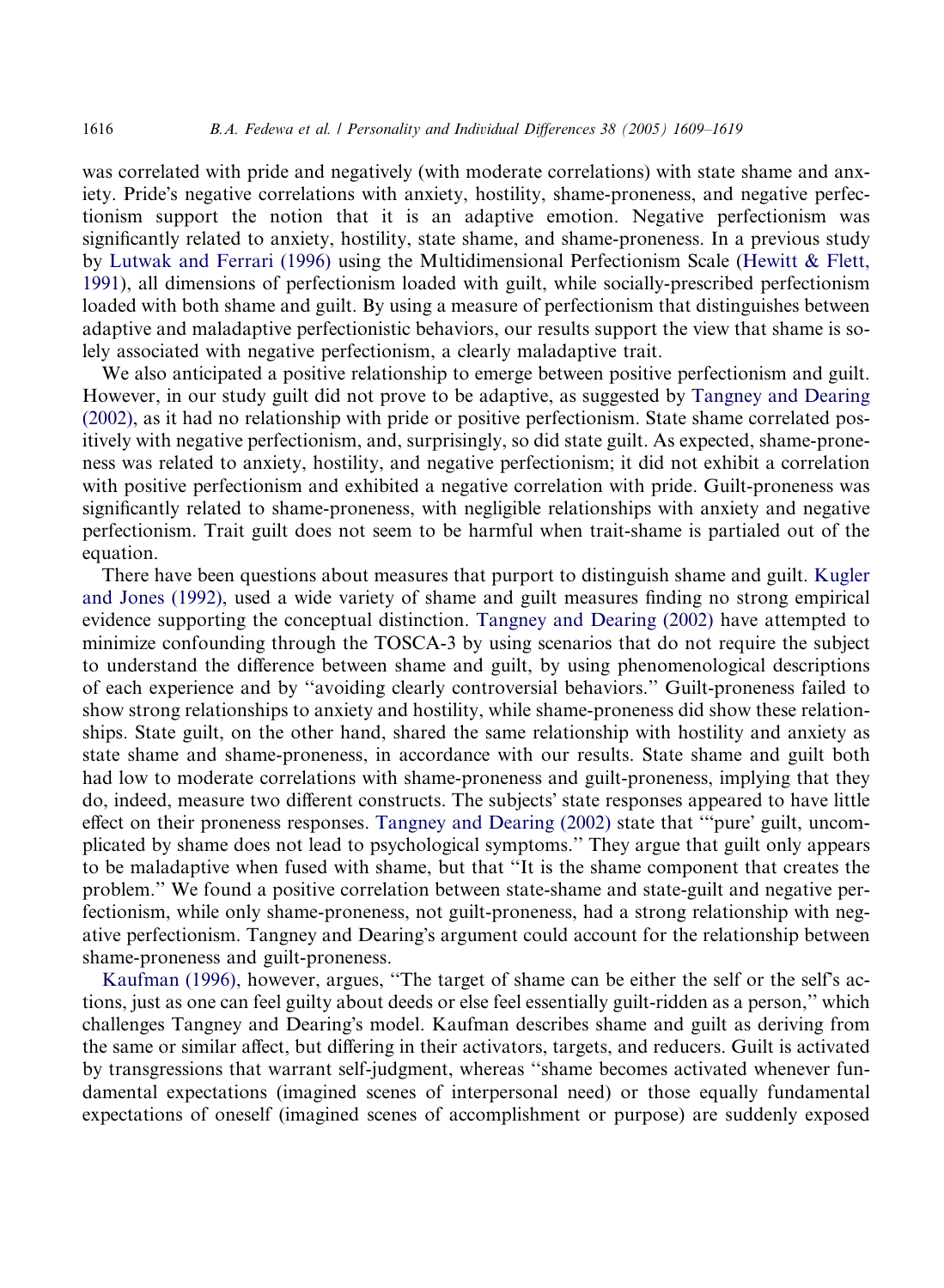was correlated with pride and negatively (with moderate correlations) with state shame and anxiety. Pride's negative correlations with anxiety, hostility, shame-proneness, and negative perfectionism support the notion that it is an adaptive emotion. Negative perfectionism was significantly related to anxiety, hostility, state shame, and shame-proneness. In a previous study by Lutwak and Ferrari (1996) using the Multidimensional Perfectionism Scale (Hewitt & Flett, 1991), all dimensions of perfectionism loaded with guilt, while socially-prescribed perfectionism loaded with both shame and guilt. By using a measure of perfectionism that distinguishes between adaptive and maladaptive perfectionistic behaviors, our results support the view that shame is solely associated with negative perfectionism, a clearly maladaptive trait.

We also anticipated a positive relationship to emerge between positive perfectionism and guilt. However, in our study guilt did not prove to be adaptive, as suggested by Tangney and Dearing (2002), as it had no relationship with pride or positive perfectionism. State shame correlated positively with negative perfectionism, and, surprisingly, so did state guilt. As expected, shame-proneness was related to anxiety, hostility, and negative perfectionism; it did not exhibit a correlation with positive perfectionism and exhibited a negative correlation with pride. Guilt-proneness was significantly related to shame-proneness, with negligible relationships with anxiety and negative perfectionism. Trait guilt does not seem to be harmful when trait-shame is partialed out of the equation.

There have been questions about measures that purport to distinguish shame and guilt. Kugler and Jones (1992), used a wide variety of shame and guilt measures finding no strong empirical evidence supporting the conceptual distinction. Tangney and Dearing (2002) have attempted to minimize confounding through the TOSCA-3 by using scenarios that do not require the subject to understand the difference between shame and guilt, by using phenomenological descriptions of each experience and by "avoiding clearly controversial behaviors." Guilt-proneness failed to show strong relationships to anxiety and hostility, while shame-proneness did show these relationships. State guilt, on the other hand, shared the same relationship with hostility and anxiety as state shame and shame-proneness, in accordance with our results. State shame and guilt both had low to moderate correlations with shame-proneness and guilt-proneness, implying that they do, indeed, measure two different constructs. The subjects' state responses appeared to have little effect on their proneness responses. Tangney and Dearing (2002) state that "'pure' guilt, uncomplicated by shame does not lead to psychological symptoms." They argue that guilt only appears to be maladaptive when fused with shame, but that "It is the shame component that creates the problem." We found a positive correlation between state-shame and state-guilt and negative perfectionism, while only shame-proneness, not guilt-proneness, had a strong relationship with negative perfectionism. Tangney and Dearing's argument could account for the relationship between shame-proneness and guilt-proneness.

Kaufman (1996), however, argues, "The target of shame can be either the self or the self's actions, just as one can feel guilty about deeds or else feel essentially guilt-ridden as a person," which challenges Tangney and Dearing's model. Kaufman describes shame and guilt as deriving from the same or similar affect, but differing in their activators, targets, and reducers. Guilt is activated by transgressions that warrant self-judgment, whereas "shame becomes activated whenever fundamental expectations (imagined scenes of interpersonal need) or those equally fundamental expectations of oneself (imagined scenes of accomplishment or purpose) are suddenly exposed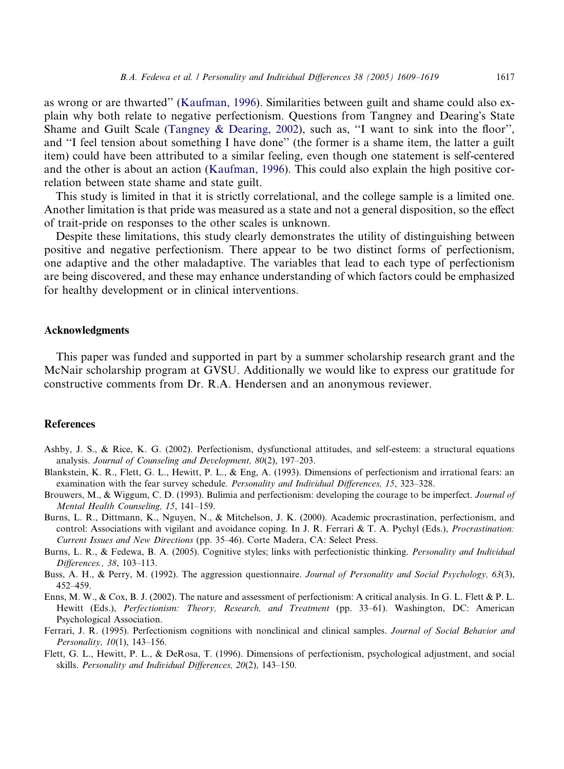as wrong or are thwarted'' (Kaufman, 1996). Similarities between guilt and shame could also explain why both relate to negative perfectionism. Questions from Tangney and Dearing's State Shame and Guilt Scale (Tangney & Dearing, 2002), such as, ''I want to sink into the floor'', and ''I feel tension about something I have done'' (the former is a shame item, the latter a guilt item) could have been attributed to a similar feeling, even though one statement is self-centered and the other is about an action (Kaufman, 1996). This could also explain the high positive correlation between state shame and state guilt.

This study is limited in that it is strictly correlational, and the college sample is a limited one. Another limitation is that pride was measured as a state and not a general disposition, so the effect of trait-pride on responses to the other scales is unknown.

Despite these limitations, this study clearly demonstrates the utility of distinguishing between positive and negative perfectionism. There appear to be two distinct forms of perfectionism, one adaptive and the other maladaptive. The variables that lead to each type of perfectionism are being discovered, and these may enhance understanding of which factors could be emphasized for healthy development or in clinical interventions.

## Acknowledgments

This paper was funded and supported in part by a summer scholarship research grant and the McNair scholarship program at GVSU. Additionally we would like to express our gratitude for constructive comments from Dr. R.A. Hendersen and an anonymous reviewer.

## References

Ashby, J. S., & Rice, K. G. (2002). Perfectionism, dysfunctional attitudes, and self-esteem: a structural equations analysis. *Journal of Counseling and Development, 80*(2), 197–203.

Blankstein, K. R., Flett, G. L., Hewitt, P. L., & Eng, A. (1993). Dimensions of perfectionism and irrational fears: an examination with the fear survey schedule. *Personality and Individual Differences, 15*, 323–328.

Brouwers, M., & Wiggum, C. D. (1993). Bulimia and perfectionism: developing the courage to be imperfect. *Journal of Mental Health Counseling, 15*, 141–159.

Burns, L. R., Dittmann, K., Nguyen, N., & Mitchelson, J. K. (2000). Academic procrastination, perfectionism, and control: Associations with vigilant and avoidance coping. In J. R. Ferrari & T. A. Pychyl (Eds.), *Procrastination: Current Issues and New Directions* (pp. 35–46). Corte Madera, CA: Select Press.

Burns, L. R., & Fedewa, B. A. (2005). Cognitive styles; links with perfectionistic thinking. *Personality and Individual Differences., 38*, 103–113.

Buss, A. H., & Perry, M. (1992). The aggression questionnaire. *Journal of Personality and Social Psychology, 63*(3), 452–459.

Enns, M. W., & Cox, B. J. (2002). The nature and assessment of perfectionism: A critical analysis. In G. L. Flett & P. L. Hewitt (Eds.), *Perfectionism: Theory, Research, and Treatment* (pp. 33–61). Washington, DC: American Psychological Association.

Ferrari, J. R. (1995). Perfectionism cognitions with nonclinical and clinical samples. *Journal of Social Behavior and Personality, 10*(1), 143–156.

Flett, G. L., Hewitt, P. L., & DeRosa, T. (1996). Dimensions of perfectionism, psychological adjustment, and social skills. *Personality and Individual Differences, 20*(2), 143–150.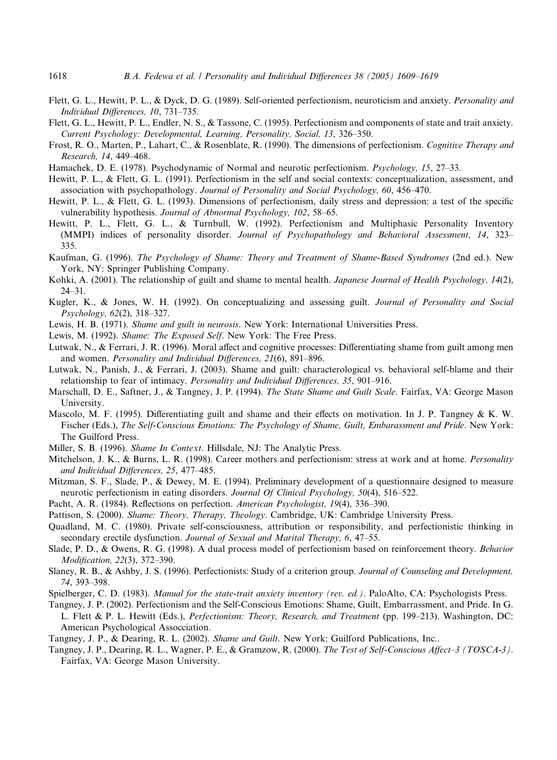Flett, G. L., Hewitt, P. L., & Dyck, D. G. (1989). Self-oriented perfectionism, neuroticism and anxiety. *Personality and Individual Differences, 10*, 731–735.

Flett, G. L., Hewitt, P. L., Endler, N. S., & Tassone, C. (1995). Perfectionism and components of state and trait anxiety. *Current Psychology: Developmental, Learning, Personality, Social, 13*, 326–350.

Frost, R. O., Marten, P., Lahart, C., & Rosenblate, R. (1990). The dimensions of perfectionism. *Cognitive Therapy and Research, 14*, 449–468.

Hamachek, D. E. (1978). Psychodynamic of Normal and neurotic perfectionism. *Psychology, 15*, 27–33.

Hewitt, P. L., & Flett, G. L. (1991). Perfectionism in the self and social contexts: conceptualization, assessment, and association with psychopathology. *Journal of Personality and Social Psychology, 60*, 456–470.

Hewitt, P. L., & Flett, G. L. (1993). Dimensions of perfectionism, daily stress and depression: a test of the specific vulnerability hypothesis. *Journal of Abnormal Psychology, 102*, 58–65.

Hewitt, P. L., Flett, G. L., & Turnbull, W. (1992). Perfectionism and Multiphasic Personality Inventory (MMPI) indices of personality disorder. *Journal of Psychopathology and Behavioral Assessment, 14*, 323–335.

Kaufman, G. (1996). *The Psychology of Shame: Theory and Treatment of Shame-Based Syndromes* (2nd ed.). New York, NY: Springer Publishing Company.

Kohki, A. (2001). The relationship of guilt and shame to mental health. *Japanese Journal of Health Psychology, 14*(2), 24–31.

Kugler, K., & Jones, W. H. (1992). On conceptualizing and assessing guilt. *Journal of Personality and Social Psychology, 62*(2), 318–327.

Lewis, H. B. (1971). *Shame and guilt in neurosis*. New York: International Universities Press.

Lewis, M. (1992). *Shame: The Exposed Self*. New York: The Free Press.

Lutwak, N., & Ferrari, J. R. (1996). Moral affect and cognitive processes: Differentiating shame from guilt among men and women. *Personality and Individual Differences, 21*(6), 891–896.

Lutwak, N., Panish, J., & Ferrari, J. (2003). Shame and guilt: characterological vs. behavioral self-blame and their relationship to fear of intimacy. *Personality and Individual Differences, 35*, 901–916.

Marschall, D. E., Saftner, J., & Tangney, J. P. (1994). *The State Shame and Guilt Scale*. Fairfax, VA: George Mason University.

Mascolo, M. F. (1995). Differentiating guilt and shame and their effects on motivation. In J. P. Tangney & K. W. Fischer (Eds.), *The Self-Conscious Emotions: The Psychology of Shame, Guilt, Embarassment and Pride*. New York: The Guilford Press.

Miller, S. B. (1996). *Shame In Context*. Hillsdale, NJ: The Analytic Press.

Mitchelson, J. K., & Burns, L. R. (1998). Career mothers and perfectionism: stress at work and at home. *Personality and Individual Differences, 25*, 477–485.

Mitzman, S. F., Slade, P., & Dewey, M. E. (1994). Preliminary development of a questionnaire designed to measure neurotic perfectionism in eating disorders. *Journal Of Clinical Psychology, 50*(4), 516–522.

Pacht, A. R. (1984). Reflections on perfection. *American Psychologist, 19*(4), 336–390.

Pattison, S. (2000). *Shame: Theory, Therapy, Theology*. Cambridge, UK: Cambridge University Press.

Quadland, M. C. (1980). Private self-consciousness, attribution or responsibility, and perfectionistic thinking in secondary erectile dysfunction. *Journal of Sexual and Marital Therapy, 6*, 47–55.

Slade, P. D., & Owens, R. G. (1998). A dual process model of perfectionism based on reinforcement theory. *Behavior Modification, 22*(3), 372–390.

Slaney, R. B., & Ashby, J. S. (1996). Perfectionists: Study of a criterion group. *Journal of Counseling and Development, 74*, 393–398.

Spielberger, C. D. (1983). *Manual for the state-trait anxiety inventory (rev. ed.)*. PaloAlto, CA: Psychologists Press.

Tangney, J. P. (2002). Perfectionism and the Self-Conscious Emotions: Shame, Guilt, Embarrassment, and Pride. In G. L. Flett & P. L. Hewitt (Eds.), *Perfectionism: Theory, Research, and Treatment* (pp. 199–213). Washington, DC: American Psychological Assocciation.

Tangney, J. P., & Dearing, R. L. (2002). *Shame and Guilt*. New York: Guilford Publications, Inc..

Tangney, J. P., Dearing, R. L., Wagner, P. E., & Gramzow, R. (2000). *The Test of Self-Conscious Affect–3 (TOSCA-3)*. Fairfax, VA: George Mason University.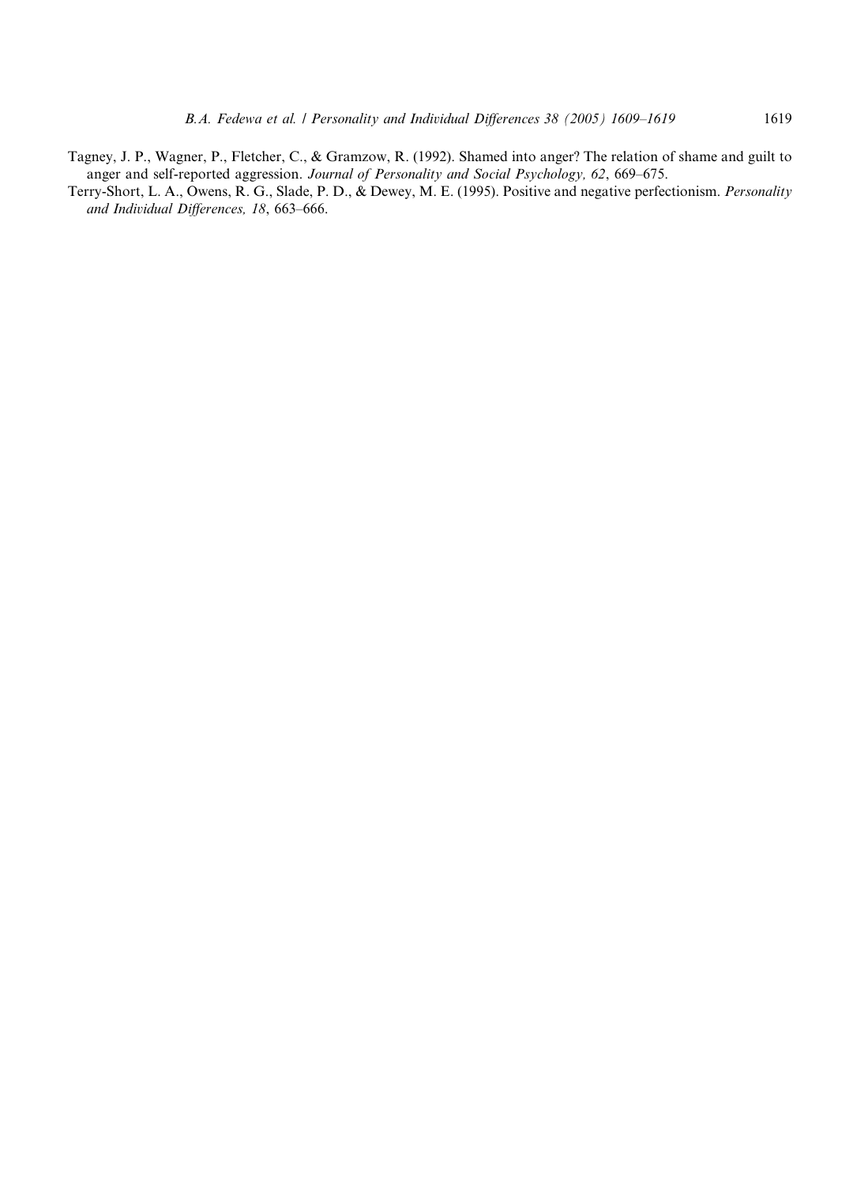Tagney, J. P., Wagner, P., Fletcher, C., & Gramzow, R. (1992). Shamed into anger? The relation of shame and guilt to anger and self-reported aggression. *Journal of Personality and Social Psychology, 62*, 669–675.

Terry-Short, L. A., Owens, R. G., Slade, P. D., & Dewey, M. E. (1995). Positive and negative perfectionism. *Personality and Individual Differences, 18*, 663–666.